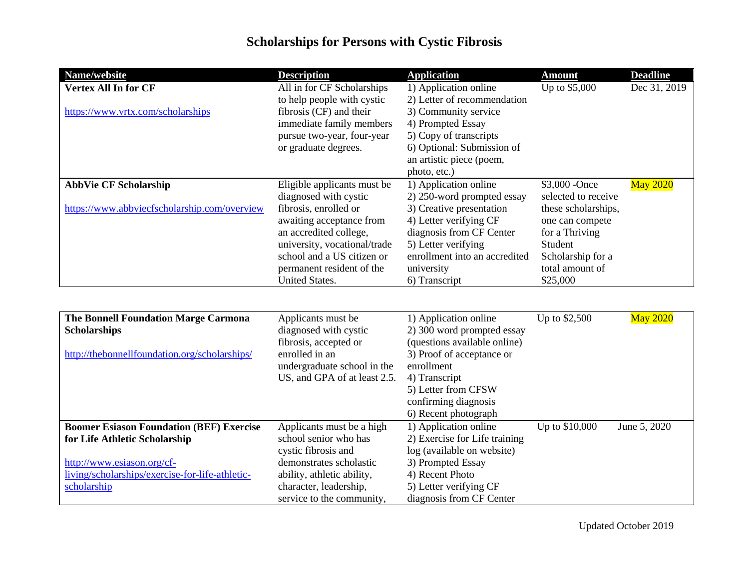# Scholarships for Persons with Cystic Fibrosis

| Name/website | Description | Application | Amount | Deadline |
|---|---|---|---|---|
| **Vertex All In for CF** <br><br> https://www.vrtx.com/scholarships | All in for CF Scholarships to help people with cystic fibrosis (CF) and their immediate family members pursue two-year, four-year or graduate degrees. | 1) Application online <br> 2) Letter of recommendation <br> 3) Community service <br> 4) Prompted Essay <br> 5) Copy of transcripts <br> 6) Optional: Submission of an artistic piece (poem, photo, etc.) | Up to $5,000 | Dec 31, 2019 |
| **AbbVie CF Scholarship** <br><br> https://www.abbviecfscholarship.com/overview | Eligible applicants must be diagnosed with cystic fibrosis, enrolled or awaiting acceptance from an accredited college, university, vocational/trade school and a US citizen or permanent resident of the United States. | 1) Application online <br> 2) 250-word prompted essay <br> 3) Creative presentation <br> 4) Letter verifying CF diagnosis from CF Center <br> 5) Letter verifying enrollment into an accredited university <br> 6) Transcript | $3,000 -Once selected to receive these scholarships, one can compete for a Thriving Student Scholarship for a total amount of $25,000 | May 2020 |
| **The Bonnell Foundation Marge Carmona Scholarships** <br><br> http://thebonnellfoundation.org/scholarships/ | Applicants must be diagnosed with cystic fibrosis, accepted or enrolled in an undergraduate school in the US, and GPA of at least 2.5. | 1) Application online <br> 2) 300 word prompted essay (questions available online) <br> 3) Proof of acceptance or enrollment <br> 4) Transcript <br> 5) Letter from CFSW confirming diagnosis <br> 6) Recent photograph | Up to $2,500 | May 2020 |
| **Boomer Esiason Foundation (BEF) Exercise for Life Athletic Scholarship** <br><br> http://www.esiason.org/cf-living/scholarships/exercise-for-life-athletic-scholarship | Applicants must be a high school senior who has cystic fibrosis and demonstrates scholastic ability, athletic ability, character, leadership, service to the community, | 1) Application online <br> 2) Exercise for Life training log (available on website) <br> 3) Prompted Essay <br> 4) Recent Photo <br> 5) Letter verifying CF diagnosis from CF Center | Up to $10,000 | June 5, 2020 |

Updated October 2019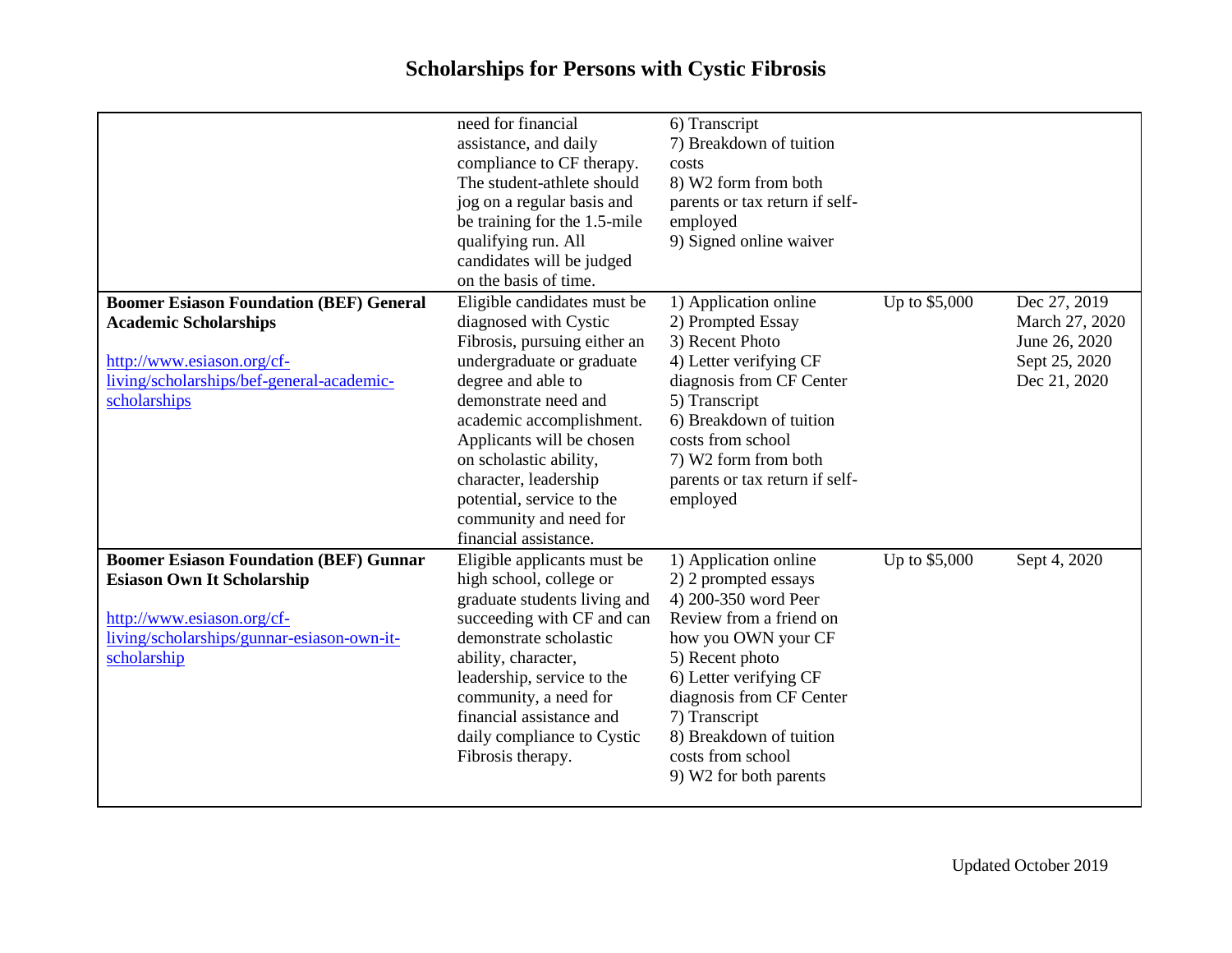# Scholarships for Persons with Cystic Fibrosis

| | | | | |
|---|---|---|---|---|
| | need for financial assistance, and daily compliance to CF therapy. The student-athlete should jog on a regular basis and be training for the 1.5-mile qualifying run. All candidates will be judged on the basis of time. | 6) Transcript<br>7) Breakdown of tuition costs<br>8) W2 form from both parents or tax return if self-employed<br>9) Signed online waiver | | |
| **Boomer Esiason Foundation (BEF) General Academic Scholarships**<br><br>[http://www.esiason.org/cf-living/scholarships/bef-general-academic-scholarships](http://www.esiason.org/cf-living/scholarships/bef-general-academic-scholarships) | Eligible candidates must be diagnosed with Cystic Fibrosis, pursuing either an undergraduate or graduate degree and able to demonstrate need and academic accomplishment. Applicants will be chosen on scholastic ability, character, leadership potential, service to the community and need for financial assistance. | 1) Application online<br>2) Prompted Essay<br>3) Recent Photo<br>4) Letter verifying CF diagnosis from CF Center<br>5) Transcript<br>6) Breakdown of tuition costs from school<br>7) W2 form from both parents or tax return if self-employed | Up to $5,000 | Dec 27, 2019<br>March 27, 2020<br>June 26, 2020<br>Sept 25, 2020<br>Dec 21, 2020 |
| **Boomer Esiason Foundation (BEF) Gunnar Esiason Own It Scholarship**<br><br>[http://www.esiason.org/cf-living/scholarships/gunnar-esiason-own-it-scholarship](http://www.esiason.org/cf-living/scholarships/gunnar-esiason-own-it-scholarship) | Eligible applicants must be high school, college or graduate students living and succeeding with CF and can demonstrate scholastic ability, character, leadership, service to the community, a need for financial assistance and daily compliance to Cystic Fibrosis therapy. | 1) Application online<br>2) 2 prompted essays<br>4) 200-350 word Peer Review from a friend on how you OWN your CF<br>5) Recent photo<br>6) Letter verifying CF diagnosis from CF Center<br>7) Transcript<br>8) Breakdown of tuition costs from school<br>9) W2 for both parents | Up to $5,000 | Sept 4, 2020 |

Updated October 2019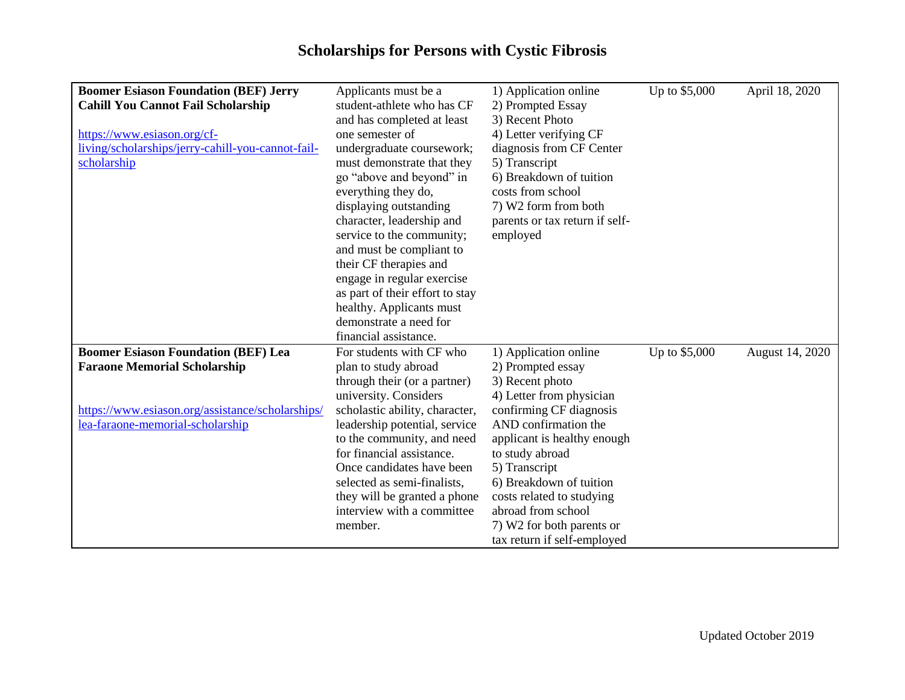# Scholarships for Persons with Cystic Fibrosis

| | | | | |
|---|---|---|---|---|
| **Boomer Esiason Foundation (BEF) Jerry Cahill You Cannot Fail Scholarship**<br><br>https://www.esiason.org/cf-living/scholarships/jerry-cahill-you-cannot-fail-scholarship | Applicants must be a student-athlete who has CF and has completed at least one semester of undergraduate coursework; must demonstrate that they go "above and beyond" in everything they do, displaying outstanding character, leadership and service to the community; and must be compliant to their CF therapies and engage in regular exercise as part of their effort to stay healthy. Applicants must demonstrate a need for financial assistance. | 1) Application online<br>2) Prompted Essay<br>3) Recent Photo<br>4) Letter verifying CF diagnosis from CF Center<br>5) Transcript<br>6) Breakdown of tuition costs from school<br>7) W2 form from both parents or tax return if self-employed | Up to $5,000 | April 18, 2020 |
| **Boomer Esiason Foundation (BEF) Lea Faraone Memorial Scholarship**<br><br>https://www.esiason.org/assistance/scholarships/lea-faraone-memorial-scholarship | For students with CF who plan to study abroad through their (or a partner) university. Considers scholastic ability, character, leadership potential, service to the community, and need for financial assistance. Once candidates have been selected as semi-finalists, they will be granted a phone interview with a committee member. | 1) Application online<br>2) Prompted essay<br>3) Recent photo<br>4) Letter from physician confirming CF diagnosis AND confirmation the applicant is healthy enough to study abroad<br>5) Transcript<br>6) Breakdown of tuition costs related to studying abroad from school<br>7) W2 for both parents or tax return if self-employed | Up to $5,000 | August 14, 2020 |

Updated October 2019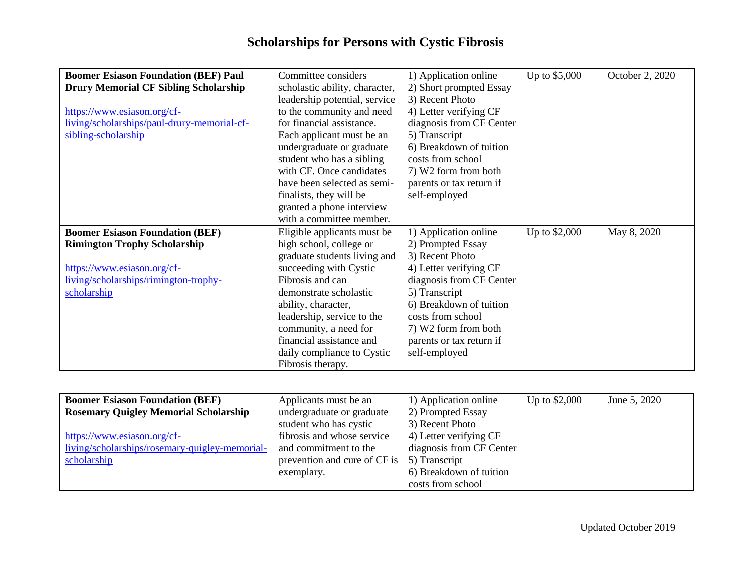# Scholarships for Persons with Cystic Fibrosis

| | | | | |
|---|---|---|---|---|
| **Boomer Esiason Foundation (BEF) Paul Drury Memorial CF Sibling Scholarship**<br><br>https://www.esiason.org/cf-living/scholarships/paul-drury-memorial-cf-sibling-scholarship | Committee considers scholastic ability, character, leadership potential, service to the community and need for financial assistance. Each applicant must be an undergraduate or graduate student who has a sibling with CF. Once candidates have been selected as semi-finalists, they will be granted a phone interview with a committee member. | 1) Application online<br>2) Short prompted Essay<br>3) Recent Photo<br>4) Letter verifying CF diagnosis from CF Center<br>5) Transcript<br>6) Breakdown of tuition costs from school<br>7) W2 form from both parents or tax return if self-employed | Up to $5,000 | October 2, 2020 |
| **Boomer Esiason Foundation (BEF) Rimington Trophy Scholarship**<br><br>https://www.esiason.org/cf-living/scholarships/rimington-trophy-scholarship | Eligible applicants must be high school, college or graduate students living and succeeding with Cystic Fibrosis and can demonstrate scholastic ability, character, leadership, service to the community, a need for financial assistance and daily compliance to Cystic Fibrosis therapy. | 1) Application online<br>2) Prompted Essay<br>3) Recent Photo<br>4) Letter verifying CF diagnosis from CF Center<br>5) Transcript<br>6) Breakdown of tuition costs from school<br>7) W2 form from both parents or tax return if self-employed | Up to $2,000 | May 8, 2020 |
| **Boomer Esiason Foundation (BEF) Rosemary Quigley Memorial Scholarship**<br><br>https://www.esiason.org/cf-living/scholarships/rosemary-quigley-memorial-scholarship | Applicants must be an undergraduate or graduate student who has cystic fibrosis and whose service and commitment to the prevention and cure of CF is exemplary. | 1) Application online<br>2) Prompted Essay<br>3) Recent Photo<br>4) Letter verifying CF diagnosis from CF Center<br>5) Transcript<br>6) Breakdown of tuition costs from school | Up to $2,000 | June 5, 2020 |

Updated October 2019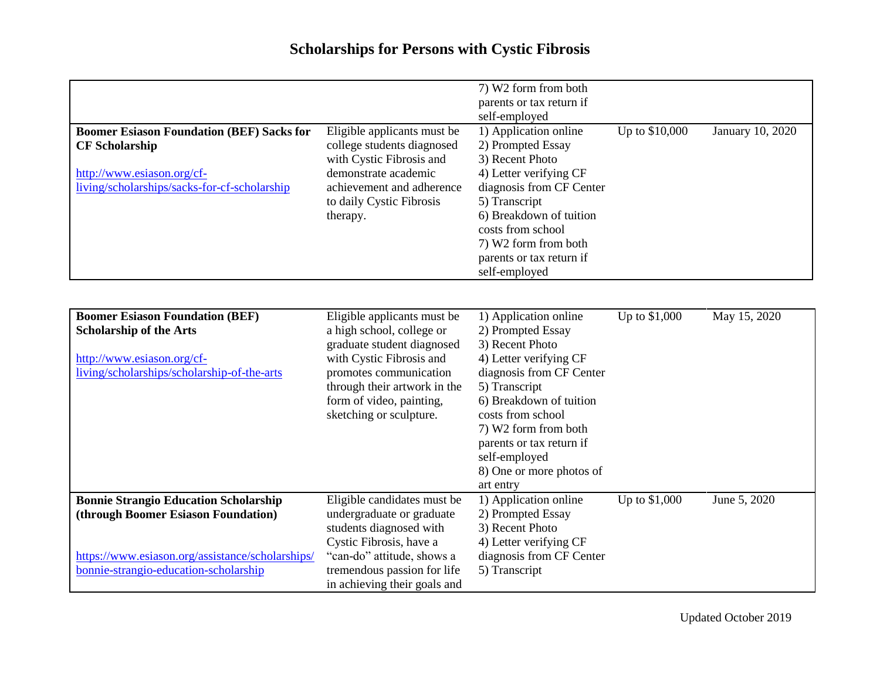# Scholarships for Persons with Cystic Fibrosis

| | | | | |
|---|---|---|---|---|
| | | 7) W2 form from both parents or tax return if self-employed | | |
| **Boomer Esiason Foundation (BEF) Sacks for CF Scholarship**<br><br>http://www.esiason.org/cf-living/scholarships/sacks-for-cf-scholarship | Eligible applicants must be college students diagnosed with Cystic Fibrosis and demonstrate academic achievement and adherence to daily Cystic Fibrosis therapy. | 1) Application online<br>2) Prompted Essay<br>3) Recent Photo<br>4) Letter verifying CF diagnosis from CF Center<br>5) Transcript<br>6) Breakdown of tuition costs from school<br>7) W2 form from both parents or tax return if self-employed | Up to $10,000 | January 10, 2020 |

| | | | | |
|---|---|---|---|---|
| **Boomer Esiason Foundation (BEF) Scholarship of the Arts**<br><br>http://www.esiason.org/cf-living/scholarships/scholarship-of-the-arts | Eligible applicants must be a high school, college or graduate student diagnosed with Cystic Fibrosis and promotes communication through their artwork in the form of video, painting, sketching or sculpture. | 1) Application online<br>2) Prompted Essay<br>3) Recent Photo<br>4) Letter verifying CF diagnosis from CF Center<br>5) Transcript<br>6) Breakdown of tuition costs from school<br>7) W2 form from both parents or tax return if self-employed<br>8) One or more photos of art entry | Up to $1,000 | May 15, 2020 |
| **Bonnie Strangio Education Scholarship (through Boomer Esiason Foundation)**<br><br>https://www.esiason.org/assistance/scholarships/bonnie-strangio-education-scholarship | Eligible candidates must be undergraduate or graduate students diagnosed with Cystic Fibrosis, have a "can-do" attitude, shows a tremendous passion for life in achieving their goals and | 1) Application online<br>2) Prompted Essay<br>3) Recent Photo<br>4) Letter verifying CF diagnosis from CF Center<br>5) Transcript | Up to $1,000 | June 5, 2020 |

Updated October 2019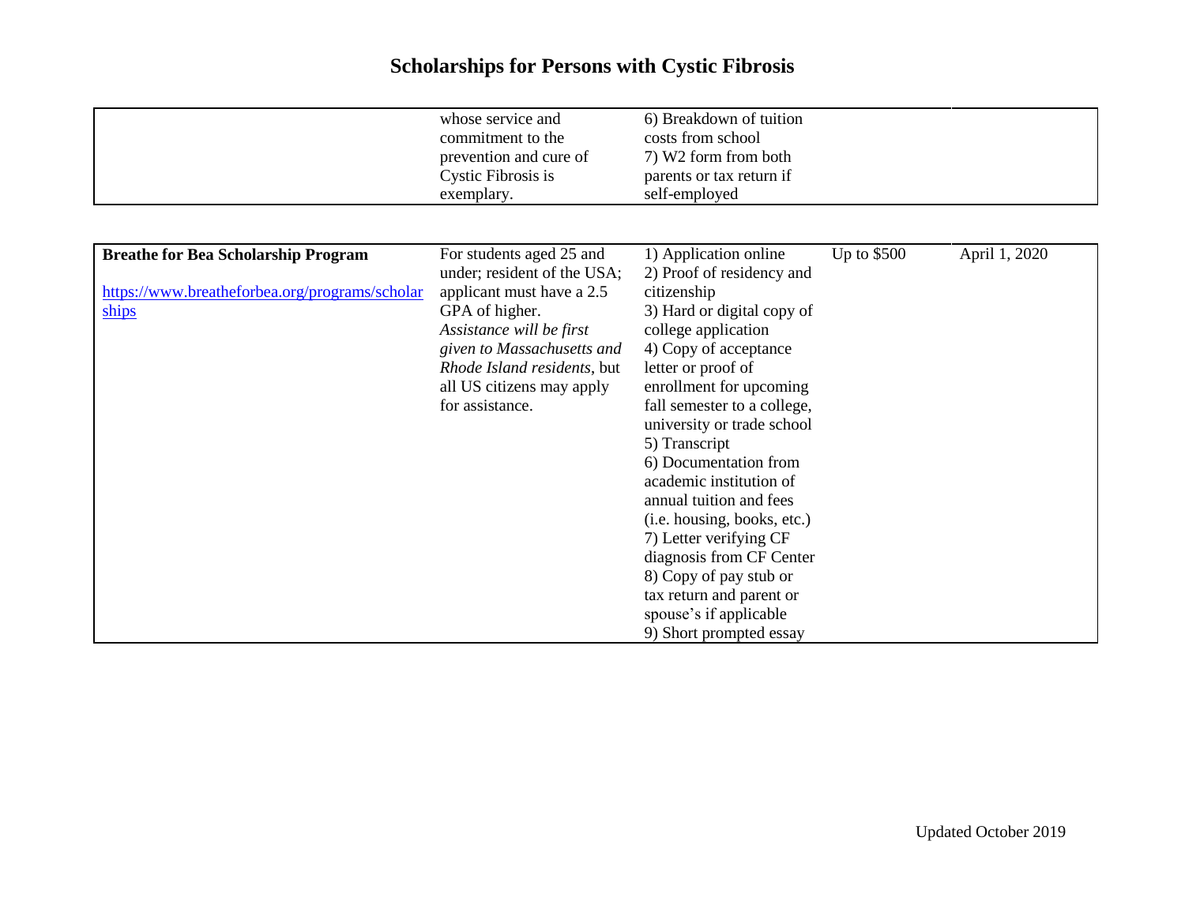# Scholarships for Persons with Cystic Fibrosis

| | | | | |
|---|---|---|---|---|
| | whose service and commitment to the prevention and cure of Cystic Fibrosis is exemplary. | 6) Breakdown of tuition costs from school<br>7) W2 form from both parents or tax return if self-employed | | |

| | | | | |
|---|---|---|---|---|
| **Breathe for Bea Scholarship Program**<br><br>[https://www.breatheforbea.org/programs/scholarships](https://www.breatheforbea.org/programs/scholarships) | For students aged 25 and under; resident of the USA; applicant must have a 2.5 GPA of higher. *Assistance will be first given to Massachusetts and Rhode Island residents*, but all US citizens may apply for assistance. | 1) Application online<br>2) Proof of residency and citizenship<br>3) Hard or digital copy of college application<br>4) Copy of acceptance letter or proof of enrollment for upcoming fall semester to a college, university or trade school<br>5) Transcript<br>6) Documentation from academic institution of annual tuition and fees (i.e. housing, books, etc.)<br>7) Letter verifying CF diagnosis from CF Center<br>8) Copy of pay stub or tax return and parent or spouse's if applicable<br>9) Short prompted essay | Up to $500 | April 1, 2020 |

Updated October 2019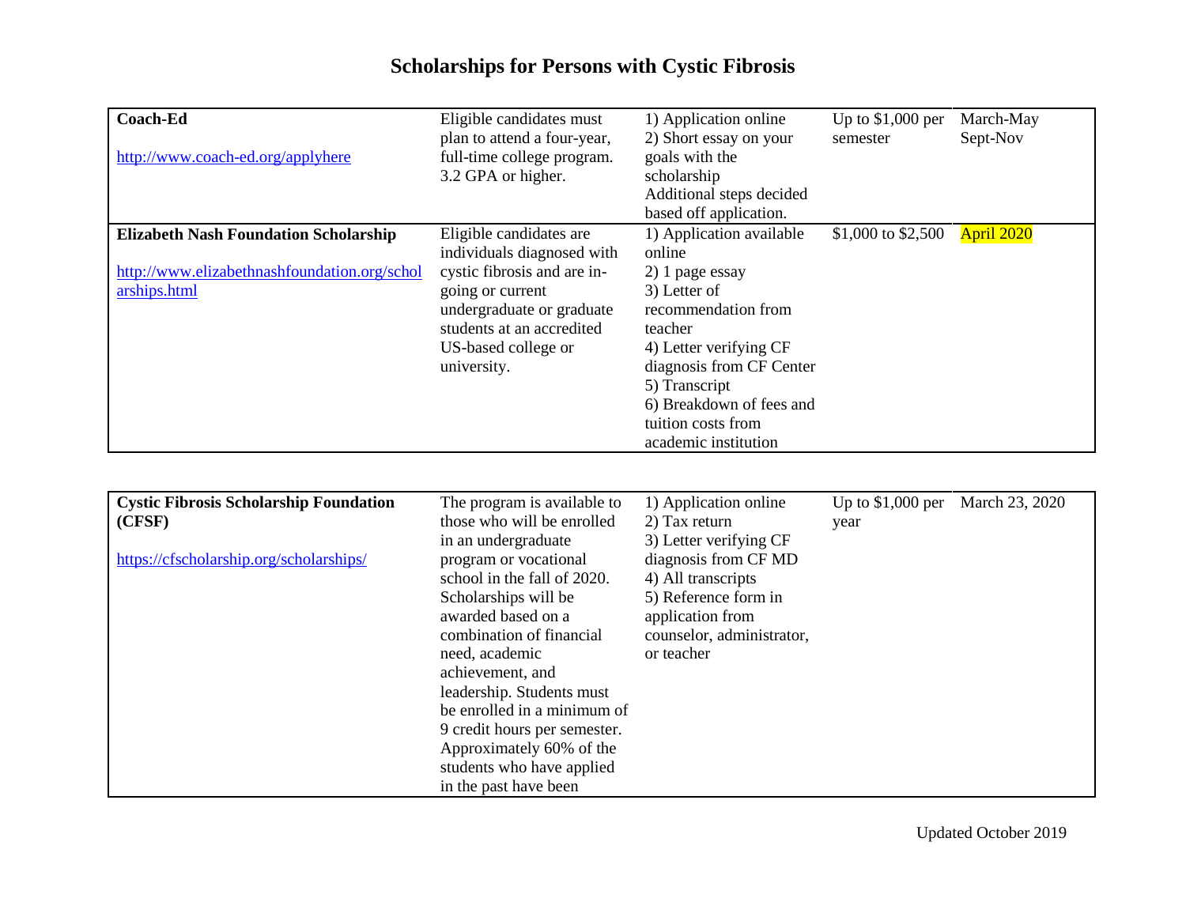# Scholarships for Persons with Cystic Fibrosis

| | | | | |
|---|---|---|---|---|
| **Coach-Ed** http://www.coach-ed.org/applyhere | Eligible candidates must plan to attend a four-year, full-time college program. 3.2 GPA or higher. | 1) Application online 2) Short essay on your goals with the scholarship Additional steps decided based off application. | Up to $1,000 per semester | March-May Sept-Nov |
| **Elizabeth Nash Foundation Scholarship** http://www.elizabethnashfoundation.org/scholarships.html | Eligible candidates are individuals diagnosed with cystic fibrosis and are in-going or current undergraduate or graduate students at an accredited US-based college or university. | 1) Application available online 2) 1 page essay 3) Letter of recommendation from teacher 4) Letter verifying CF diagnosis from CF Center 5) Transcript 6) Breakdown of fees and tuition costs from academic institution | $1,000 to $2,500 | April 2020 |

| | | | | |
|---|---|---|---|---|
| **Cystic Fibrosis Scholarship Foundation (CFSF)** https://cfscholarship.org/scholarships/ | The program is available to those who will be enrolled in an undergraduate program or vocational school in the fall of 2020. Scholarships will be awarded based on a combination of financial need, academic achievement, and leadership. Students must be enrolled in a minimum of 9 credit hours per semester. Approximately 60% of the students who have applied in the past have been | 1) Application online 2) Tax return 3) Letter verifying CF diagnosis from CF MD 4) All transcripts 5) Reference form in application from counselor, administrator, or teacher | Up to $1,000 per year | March 23, 2020 |

Updated October 2019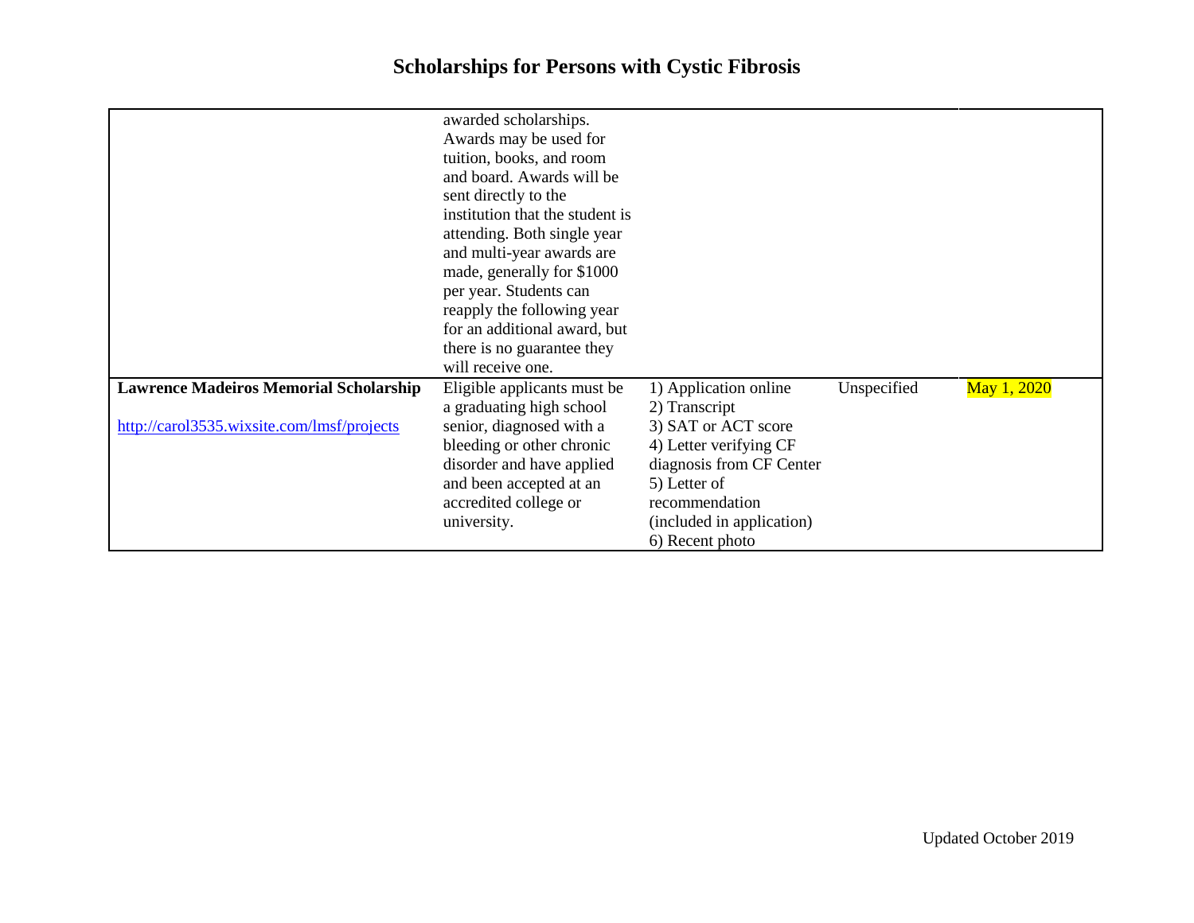# Scholarships for Persons with Cystic Fibrosis

| | | | | |
|---|---|---|---|---|
| | awarded scholarships. Awards may be used for tuition, books, and room and board. Awards will be sent directly to the institution that the student is attending. Both single year and multi-year awards are made, generally for $1000 per year. Students can reapply the following year for an additional award, but there is no guarantee they will receive one. | | | |
| **Lawrence Madeiros Memorial Scholarship**<br><br>http://carol3535.wixsite.com/lmsf/projects | Eligible applicants must be a graduating high school senior, diagnosed with a bleeding or other chronic disorder and have applied and been accepted at an accredited college or university. | 1) Application online<br>2) Transcript<br>3) SAT or ACT score<br>4) Letter verifying CF diagnosis from CF Center<br>5) Letter of recommendation (included in application)<br>6) Recent photo | Unspecified | May 1, 2020 |

Updated October 2019